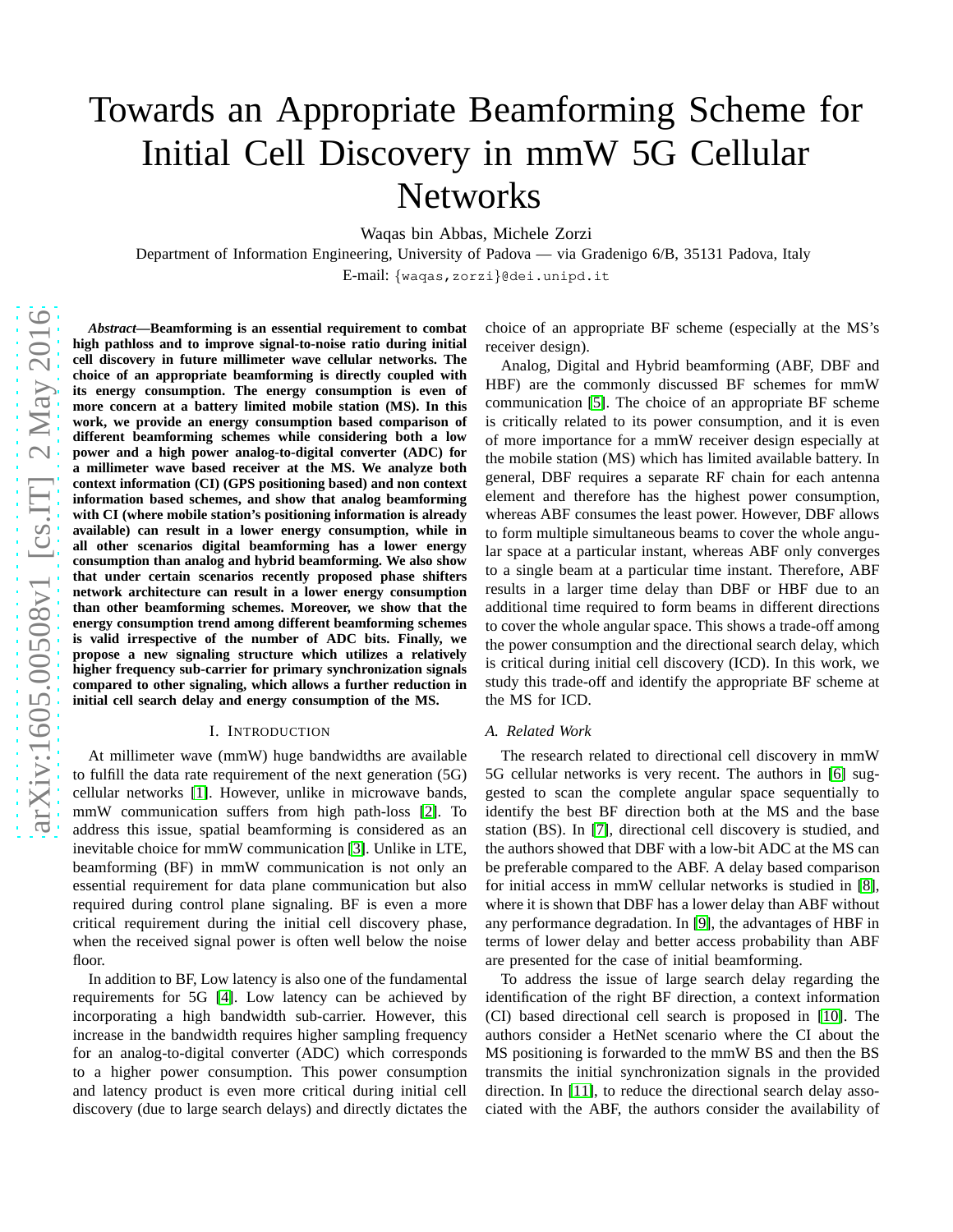# Towards an Appropriate Beamforming Scheme for Initial Cell Discovery in mmW 5G Cellular Networks

Waqas bin Abbas, Michele Zorzi

Department of Information Engineering, University of Padova — via Gradenigo 6/B, 35131 Padova, Italy

E-mail: {waqas,zorzi}@dei.unipd.it

***Abstract*—Beamforming is an essential requirement to combat high pathloss and to improve signal-to-noise ratio during initial cell discovery in future millimeter wave cellular networks. The choice of an appropriate beamforming is directly coupled with its energy consumption. The energy consumption is even of more concern at a battery limited mobile station (MS). In this work, we provide an energy consumption based comparison of different beamforming schemes while considering both a low power and a high power analog-to-digital converter (ADC) for a millimeter wave based receiver at the MS. We analyze both context information (CI) (GPS positioning based) and non context information based schemes, and show that analog beamforming with CI (where mobile station's positioning information is already available) can result in a lower energy consumption, while in all other scenarios digital beamforming has a lower energy consumption than analog and hybrid beamforming. We also show that under certain scenarios recently proposed phase shifters network architecture can result in a lower energy consumption than other beamforming schemes. Moreover, we show that the energy consumption trend among different beamforming schemes is valid irrespective of the number of ADC bits. Finally, we propose a new signaling structure which utilizes a relatively higher frequency sub-carrier for primary synchronization signals compared to other signaling, which allows a further reduction in initial cell search delay and energy consumption of the MS.**

## I. Introduction

At millimeter wave (mmW) huge bandwidths are available to fulfill the data rate requirement of the next generation (5G) cellular networks [1]. However, unlike in microwave bands, mmW communication suffers from high path-loss [2]. To address this issue, spatial beamforming is considered as an inevitable choice for mmW communication [3]. Unlike in LTE, beamforming (BF) in mmW communication is not only an essential requirement for data plane communication but also required during control plane signaling. BF is even a more critical requirement during the initial cell discovery phase, when the received signal power is often well below the noise floor.

In addition to BF, Low latency is also one of the fundamental requirements for 5G [4]. Low latency can be achieved by incorporating a high bandwidth sub-carrier. However, this increase in the bandwidth requires higher sampling frequency for an analog-to-digital converter (ADC) which corresponds to a higher power consumption. This power consumption and latency product is even more critical during initial cell discovery (due to large search delays) and directly dictates the choice of an appropriate BF scheme (especially at the MS's receiver design).

Analog, Digital and Hybrid beamforming (ABF, DBF and HBF) are the commonly discussed BF schemes for mmW communication [5]. The choice of an appropriate BF scheme is critically related to its power consumption, and it is even of more importance for a mmW receiver design especially at the mobile station (MS) which has limited available battery. In general, DBF requires a separate RF chain for each antenna element and therefore has the highest power consumption, whereas ABF consumes the least power. However, DBF allows to form multiple simultaneous beams to cover the whole angular space at a particular instant, whereas ABF only converges to a single beam at a particular time instant. Therefore, ABF results in a larger time delay than DBF or HBF due to an additional time required to form beams in different directions to cover the whole angular space. This shows a trade-off among the power consumption and the directional search delay, which is critical during initial cell discovery (ICD). In this work, we study this trade-off and identify the appropriate BF scheme at the MS for ICD.

### A. Related Work

The research related to directional cell discovery in mmW 5G cellular networks is very recent. The authors in [6] suggested to scan the complete angular space sequentially to identify the best BF direction both at the MS and the base station (BS). In [7], directional cell discovery is studied, and the authors showed that DBF with a low-bit ADC at the MS can be preferable compared to the ABF. A delay based comparison for initial access in mmW cellular networks is studied in [8], where it is shown that DBF has a lower delay than ABF without any performance degradation. In [9], the advantages of HBF in terms of lower delay and better access probability than ABF are presented for the case of initial beamforming.

To address the issue of large search delay regarding the identification of the right BF direction, a context information (CI) based directional cell search is proposed in [10]. The authors consider a HetNet scenario where the CI about the MS positioning is forwarded to the mmW BS and then the BS transmits the initial synchronization signals in the provided direction. In [11], to reduce the directional search delay associated with the ABF, the authors consider the availability of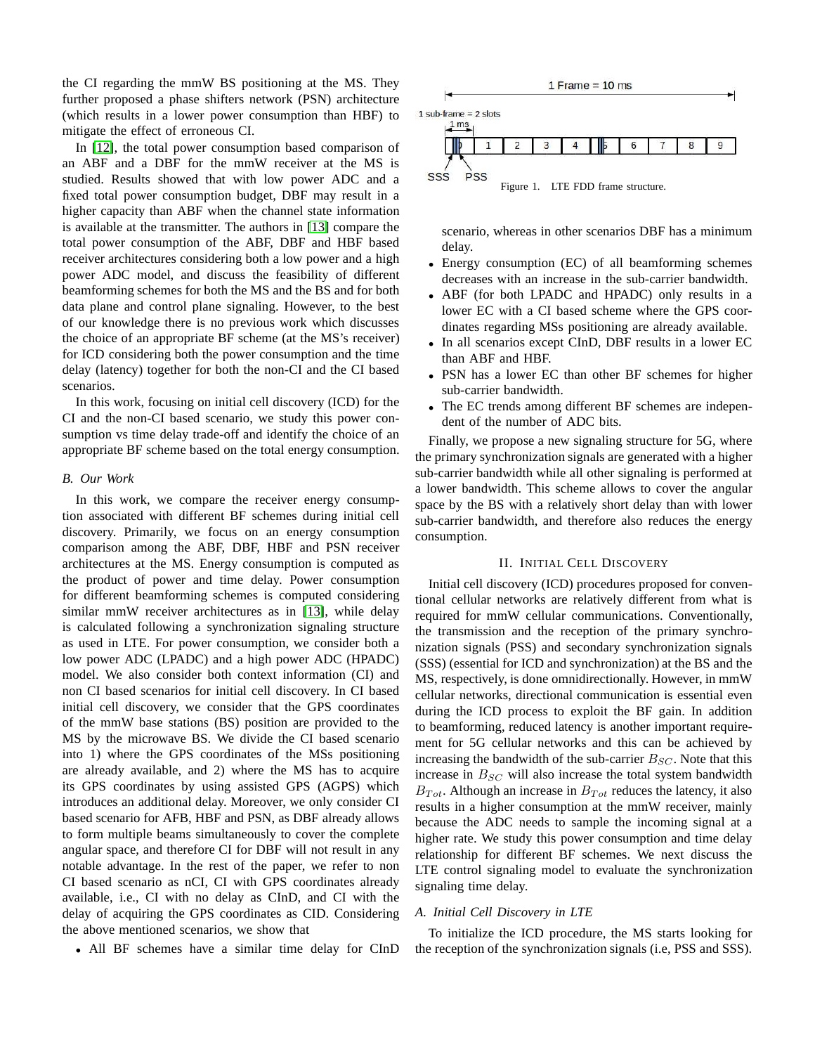the CI regarding the mmW BS positioning at the MS. They further proposed a phase shifters network (PSN) architecture (which results in a lower power consumption than HBF) to mitigate the effect of erroneous CI.

In [12], the total power consumption based comparison of an ABF and a DBF for the mmW receiver at the MS is studied. Results showed that with low power ADC and a fixed total power consumption budget, DBF may result in a higher capacity than ABF when the channel state information is available at the transmitter. The authors in [13] compare the total power consumption of the ABF, DBF and HBF based receiver architectures considering both a low power and a high power ADC model, and discuss the feasibility of different beamforming schemes for both the MS and the BS and for both data plane and control plane signaling. However, to the best of our knowledge there is no previous work which discusses the choice of an appropriate BF scheme (at the MS's receiver) for ICD considering both the power consumption and the time delay (latency) together for both the non-CI and the CI based scenarios.

In this work, focusing on initial cell discovery (ICD) for the CI and the non-CI based scenario, we study this power consumption vs time delay trade-off and identify the choice of an appropriate BF scheme based on the total energy consumption.

### B. Our Work

In this work, we compare the receiver energy consumption associated with different BF schemes during initial cell discovery. Primarily, we focus on an energy consumption comparison among the ABF, DBF, HBF and PSN receiver architectures at the MS. Energy consumption is computed as the product of power and time delay. Power consumption for different beamforming schemes is computed considering similar mmW receiver architectures as in [13], while delay is calculated following a synchronization signaling structure as used in LTE. For power consumption, we consider both a low power ADC (LPADC) and a high power ADC (HPADC) model. We also consider both context information (CI) and non CI based scenarios for initial cell discovery. In CI based initial cell discovery, we consider that the GPS coordinates of the mmW base stations (BS) position are provided to the MS by the microwave BS. We divide the CI based scenario into 1) where the GPS coordinates of the MSs positioning are already available, and 2) where the MS has to acquire its GPS coordinates by using assisted GPS (AGPS) which introduces an additional delay. Moreover, we only consider CI based scenario for AFB, HBF and PSN, as DBF already allows to form multiple beams simultaneously to cover the complete angular space, and therefore CI for DBF will not result in any notable advantage. In the rest of the paper, we refer to non CI based scenario as nCI, CI with GPS coordinates already available, i.e., CI with no delay as CInD, and CI with the delay of acquiring the GPS coordinates as CID. Considering the above mentioned scenarios, we show that

- All BF schemes have a similar time delay for CInD scenario, whereas in other scenarios DBF has a minimum delay.
- Energy consumption (EC) of all beamforming schemes decreases with an increase in the sub-carrier bandwidth.
- ABF (for both LPADC and HPADC) only results in a lower EC with a CI based scheme where the GPS coordinates regarding MSs positioning are already available.
- In all scenarios except CInD, DBF results in a lower EC than ABF and HBF.
- PSN has a lower EC than other BF schemes for higher sub-carrier bandwidth.
- The EC trends among different BF schemes are independent of the number of ADC bits.

Finally, we propose a new signaling structure for 5G, where the primary synchronization signals are generated with a higher sub-carrier bandwidth while all other signaling is performed at a lower bandwidth. This scheme allows to cover the angular space by the BS with a relatively short delay than with lower sub-carrier bandwidth, and therefore also reduces the energy consumption.

1 Frame = 10 ms

1 sub-frame = 2 slots

1 ms

0 1 2 3 4 5 6 7 8 9

SSS PSS

Figure 1. LTE FDD frame structure.

## II. Initial Cell Discovery

Initial cell discovery (ICD) procedures proposed for conventional cellular networks are relatively different from what is required for mmW cellular communications. Conventionally, the transmission and the reception of the primary synchronization signals (PSS) and secondary synchronization signals (SSS) (essential for ICD and synchronization) at the BS and the MS, respectively, is done omnidirectionally. However, in mmW cellular networks, directional communication is essential even during the ICD process to exploit the BF gain. In addition to beamforming, reduced latency is another important requirement for 5G cellular networks and this can be achieved by increasing the bandwidth of the sub-carrier $B_{SC}$. Note that this increase in $B_{SC}$ will also increase the total system bandwidth $B_{Tot}$. Although an increase in $B_{Tot}$ reduces the latency, it also results in a higher consumption at the mmW receiver, mainly because the ADC needs to sample the incoming signal at a higher rate. We study this power consumption and time delay relationship for different BF schemes. We next discuss the LTE control signaling model to evaluate the synchronization signaling time delay.

### A. Initial Cell Discovery in LTE

To initialize the ICD procedure, the MS starts looking for the reception of the synchronization signals (i.e, PSS and SSS).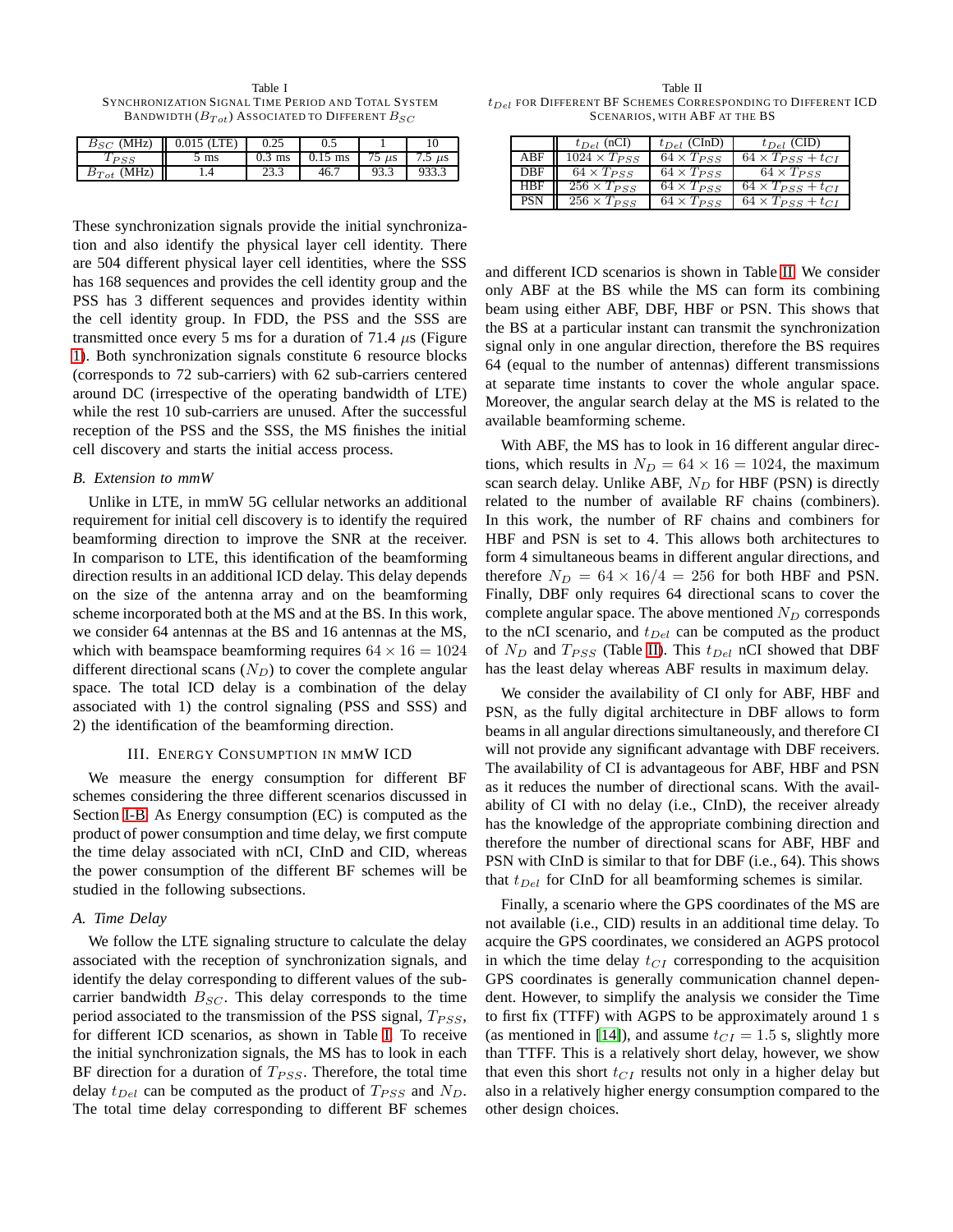Table I
SYNCHRONIZATION SIGNAL TIME PERIOD AND TOTAL SYSTEM BANDWIDTH ($B_{Tot}$) ASSOCIATED TO DIFFERENT $B_{SC}$

| $B_{SC}$ (MHz) | 0.015 (LTE) | 0.25 | 0.5 | 1 | 10 |
|---|---|---|---|---|---|
| $T_{PSS}$ | 5 ms | 0.3 ms | 0.15 ms | 75 $\mu$s | 7.5 $\mu$s |
| $B_{Tot}$ (MHz) | 1.4 | 23.3 | 46.7 | 93.3 | 933.3 |

These synchronization signals provide the initial synchronization and also identify the physical layer cell identity. There are 504 different physical layer cell identities, where the SSS has 168 sequences and provides the cell identity group and the PSS has 3 different sequences and provides identity within the cell identity group. In FDD, the PSS and the SSS are transmitted once every 5 ms for a duration of 71.4 $\mu$s (Figure 1). Both synchronization signals constitute 6 resource blocks (corresponds to 72 sub-carriers) with 62 sub-carriers centered around DC (irrespective of the operating bandwidth of LTE) while the rest 10 sub-carriers are unused. After the successful reception of the PSS and the SSS, the MS finishes the initial cell discovery and starts the initial access process.

### B. Extension to mmW

Unlike in LTE, in mmW 5G cellular networks an additional requirement for initial cell discovery is to identify the required beamforming direction to improve the SNR at the receiver. In comparison to LTE, this identification of the beamforming direction results in an additional ICD delay. This delay depends on the size of the antenna array and on the beamforming scheme incorporated both at the MS and at the BS. In this work, we consider 64 antennas at the BS and 16 antennas at the MS, which with beamspace beamforming requires $64 \times 16 = 1024$ different directional scans ($N_D$) to cover the complete angular space. The total ICD delay is a combination of the delay associated with 1) the control signaling (PSS and SSS) and 2) the identification of the beamforming direction.

## III. ENERGY CONSUMPTION IN MMW ICD

We measure the energy consumption for different BF schemes considering the three different scenarios discussed in Section I-B. As Energy consumption (EC) is computed as the product of power consumption and time delay, we first compute the time delay associated with nCI, CInD and CID, whereas the power consumption of the different BF schemes will be studied in the following subsections.

### A. Time Delay

We follow the LTE signaling structure to calculate the delay associated with the reception of synchronization signals, and identify the delay corresponding to different values of the sub-carrier bandwidth $B_{SC}$. This delay corresponds to the time period associated to the transmission of the PSS signal, $T_{PSS}$, for different ICD scenarios, as shown in Table I. To receive the initial synchronization signals, the MS has to look in each BF direction for a duration of $T_{PSS}$. Therefore, the total time delay $t_{Del}$ can be computed as the product of $T_{PSS}$ and $N_D$. The total time delay corresponding to different BF schemes and different ICD scenarios is shown in Table II. We consider only ABF at the BS while the MS can form its combining beam using either ABF, DBF, HBF or PSN. This shows that the BS at a particular instant can transmit the synchronization signal only in one angular direction, therefore the BS requires 64 (equal to the number of antennas) different transmissions at separate time instants to cover the whole angular space. Moreover, the angular search delay at the MS is related to the available beamforming scheme.

Table II
$t_{Del}$ FOR DIFFERENT BF SCHEMES CORRESPONDING TO DIFFERENT ICD SCENARIOS, WITH ABF AT THE BS

| | $t_{Del}$ (nCI) | $t_{Del}$ (CInD) | $t_{Del}$ (CID) |
|---|---|---|---|
| ABF | $1024 \times T_{PSS}$ | $64 \times T_{PSS}$ | $64 \times T_{PSS} + t_{CI}$ |
| DBF | $64 \times T_{PSS}$ | $64 \times T_{PSS}$ | $64 \times T_{PSS}$ |
| HBF | $256 \times T_{PSS}$ | $64 \times T_{PSS}$ | $64 \times T_{PSS} + t_{CI}$ |
| PSN | $256 \times T_{PSS}$ | $64 \times T_{PSS}$ | $64 \times T_{PSS} + t_{CI}$ |

With ABF, the MS has to look in 16 different angular directions, which results in $N_D = 64 \times 16 = 1024$, the maximum scan search delay. Unlike ABF, $N_D$ for HBF (PSN) is directly related to the number of available RF chains (combiners). In this work, the number of RF chains and combiners for HBF and PSN is set to 4. This allows both architectures to form 4 simultaneous beams in different angular directions, and therefore $N_D = 64 \times 16/4 = 256$ for both HBF and PSN. Finally, DBF only requires 64 directional scans to cover the complete angular space. The above mentioned $N_D$ corresponds to the nCI scenario, and $t_{Del}$ can be computed as the product of $N_D$ and $T_{PSS}$ (Table II). This $t_{Del}$ nCI showed that DBF has the least delay whereas ABF results in maximum delay.

We consider the availability of CI only for ABF, HBF and PSN, as the fully digital architecture in DBF allows to form beams in all angular directions simultaneously, and therefore CI will not provide any significant advantage with DBF receivers. The availability of CI is advantageous for ABF, HBF and PSN as it reduces the number of directional scans. With the availability of CI with no delay (i.e., CInD), the receiver already has the knowledge of the appropriate combining direction and therefore the number of directional scans for ABF, HBF and PSN with CInD is similar to that for DBF (i.e., 64). This shows that $t_{Del}$ for CInD for all beamforming schemes is similar.

Finally, a scenario where the GPS coordinates of the MS are not available (i.e., CID) results in an additional time delay. To acquire the GPS coordinates, we considered an AGPS protocol in which the time delay $t_{CI}$ corresponding to the acquisition GPS coordinates is generally communication channel dependent. However, to simplify the analysis we consider the Time to first fix (TTFF) with AGPS to be approximately around 1 s (as mentioned in [14]), and assume $t_{CI} = 1.5$ s, slightly more than TTFF. This is a relatively short delay, however, we show that even this short $t_{CI}$ results not only in a higher delay but also in a relatively higher energy consumption compared to the other design choices.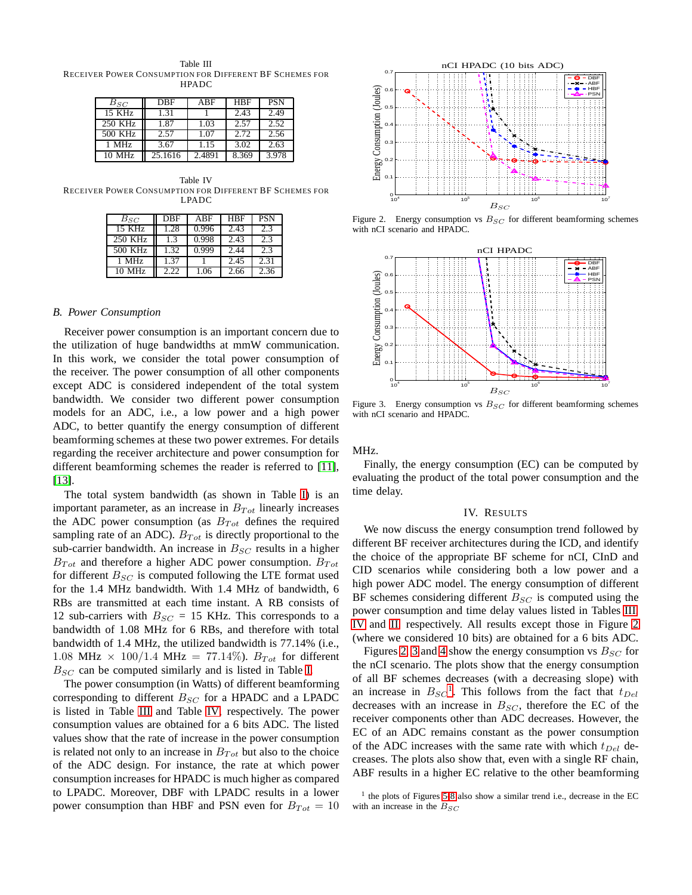Table III
RECEIVER POWER CONSUMPTION FOR DIFFERENT BF SCHEMES FOR HPADC

| $B_{SC}$ | DBF | ABF | HBF | PSN |
|---|---|---|---|---|
| 15 KHz | 1.31 | 1 | 2.43 | 2.49 |
| 250 KHz | 1.87 | 1.03 | 2.57 | 2.52 |
| 500 KHz | 2.57 | 1.07 | 2.72 | 2.56 |
| 1 MHz | 3.67 | 1.15 | 3.02 | 2.63 |
| 10 MHz | 25.1616 | 2.4891 | 8.369 | 3.978 |

Table IV
RECEIVER POWER CONSUMPTION FOR DIFFERENT BF SCHEMES FOR LPADC

| $B_{SC}$ | DBF | ABF | HBF | PSN |
|---|---|---|---|---|
| 15 KHz | 1.28 | 0.996 | 2.43 | 2.3 |
| 250 KHz | 1.3 | 0.998 | 2.43 | 2.3 |
| 500 KHz | 1.32 | 0.999 | 2.44 | 2.3 |
| 1 MHz | 1.37 | 1 | 2.45 | 2.31 |
| 10 MHz | 2.22 | 1.06 | 2.66 | 2.36 |

### B. Power Consumption

Receiver power consumption is an important concern due to the utilization of huge bandwidths at mmW communication. In this work, we consider the total power consumption of the receiver. The power consumption of all other components except ADC is considered independent of the total system bandwidth. We consider two different power consumption models for an ADC, i.e., a low power and a high power ADC, to better quantify the energy consumption of different beamforming schemes at these two power extremes. For details regarding the receiver architecture and power consumption for different beamforming schemes the reader is referred to [11], [13].

The total system bandwidth (as shown in Table I) is an important parameter, as an increase in $B_{Tot}$ linearly increases the ADC power consumption (as $B_{Tot}$ defines the required sampling rate of an ADC). $B_{Tot}$ is directly proportional to the sub-carrier bandwidth. An increase in $B_{SC}$ results in a higher $B_{Tot}$ and therefore a higher ADC power consumption. $B_{Tot}$ for different $B_{SC}$ is computed following the LTE format used for the 1.4 MHz bandwidth. With 1.4 MHz of bandwidth, 6 RBs are transmitted at each time instant. A RB consists of 12 sub-carriers with $B_{SC}$ = 15 KHz. This corresponds to a bandwidth of 1.08 MHz for 6 RBs, and therefore with total bandwidth of 1.4 MHz, the utilized bandwidth is 77.14% (i.e., $1.08$ MHz $\times$ $100/1.4$ MHz $=$ 77.14%). $B_{Tot}$ for different $B_{SC}$ can be computed similarly and is listed in Table I.

The power consumption (in Watts) of different beamforming corresponding to different $B_{SC}$ for a HPADC and a LPADC is listed in Table III and Table IV, respectively. The power consumption values are obtained for a 6 bits ADC. The listed values show that the rate of increase in the power consumption is related not only to an increase in $B_{Tot}$ but also to the choice of the ADC design. For instance, the rate at which power consumption increases for HPADC is much higher as compared to LPADC. Moreover, DBF with LPADC results in a lower power consumption than HBF and PSN even for $B_{Tot}$ = 10 MHz.

Figure 2. Energy consumption vs $B_{SC}$ for different beamforming schemes with nCI scenario and HPADC.

Figure 3. Energy consumption vs $B_{SC}$ for different beamforming schemes with nCI scenario and HPADC.

Finally, the energy consumption (EC) can be computed by evaluating the product of the total power consumption and the time delay.

## IV. RESULTS

We now discuss the energy consumption trend followed by different BF receiver architectures during the ICD, and identify the choice of the appropriate BF scheme for nCI, CInD and CID scenarios while considering both a low power and a high power ADC model. The energy consumption of different BF schemes considering different $B_{SC}$ is computed using the power consumption and time delay values listed in Tables III, IV and II, respectively. All results except those in Figure 2 (where we considered 10 bits) are obtained for a 6 bits ADC.

Figures 2, 3 and 4 show the energy consumption vs $B_{SC}$ for the nCI scenario. The plots show that the energy consumption of all BF schemes decreases (with a decreasing slope) with an increase in $B_{SC}$[1]. This follows from the fact that $t_{Del}$ decreases with an increase in $B_{SC}$, therefore the EC of the receiver components other than ADC decreases. However, the EC of an ADC remains constant as the power consumption of the ADC increases with the same rate with which $t_{Del}$ decreases. The plots also show that, even with a single RF chain, ABF results in a higher EC relative to the other beamforming

[1] the plots of Figures 5-8 also show a similar trend i.e., decrease in the EC with an increase in the $B_{SC}$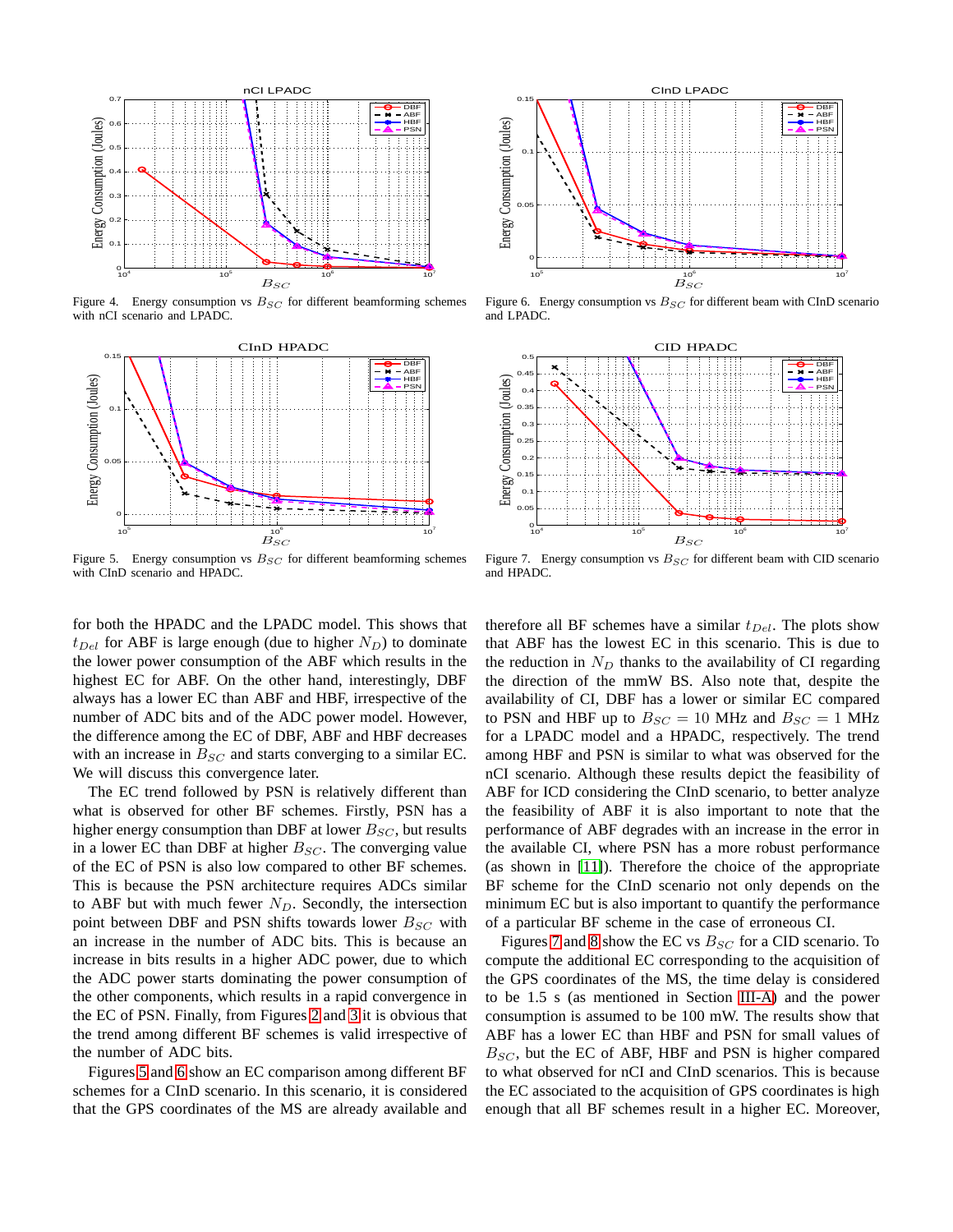Figure 4. Energy consumption vs $B_{SC}$ for different beamforming schemes with nCI scenario and LPADC.

Figure 6. Energy consumption vs $B_{SC}$ for different beam with CInD scenario and LPADC.

Figure 5. Energy consumption vs $B_{SC}$ for different beamforming schemes with CInD scenario and HPADC.

Figure 7. Energy consumption vs $B_{SC}$ for different beam with CID scenario and HPADC.

for both the HPADC and the LPADC model. This shows that $t_{Del}$ for ABF is large enough (due to higher $N_D$) to dominate the lower power consumption of the ABF which results in the highest EC for ABF. On the other hand, interestingly, DBF always has a lower EC than ABF and HBF, irrespective of the number of ADC bits and of the ADC power model. However, the difference among the EC of DBF, ABF and HBF decreases with an increase in $B_{SC}$ and starts converging to a similar EC. We will discuss this convergence later.

The EC trend followed by PSN is relatively different than what is observed for other BF schemes. Firstly, PSN has a higher energy consumption than DBF at lower $B_{SC}$, but results in a lower EC than DBF at higher $B_{SC}$. The converging value of the EC of PSN is also low compared to other BF schemes. This is because the PSN architecture requires ADCs similar to ABF but with much fewer $N_D$. Secondly, the intersection point between DBF and PSN shifts towards lower $B_{SC}$ with an increase in the number of ADC bits. This is because an increase in bits results in a higher ADC power, due to which the ADC power starts dominating the power consumption of the other components, which results in a rapid convergence in the EC of PSN. Finally, from Figures 2 and 3 it is obvious that the trend among different BF schemes is valid irrespective of the number of ADC bits.

Figures 5 and 6 show an EC comparison among different BF schemes for a CInD scenario. In this scenario, it is considered that the GPS coordinates of the MS are already available and therefore all BF schemes have a similar $t_{Del}$. The plots show that ABF has the lowest EC in this scenario. This is due to the reduction in $N_D$ thanks to the availability of CI regarding the direction of the mmW BS. Also note that, despite the availability of CI, DBF has a lower or similar EC compared to PSN and HBF up to $B_{SC} = 10$ MHz and $B_{SC} = 1$ MHz for a LPADC model and a HPADC, respectively. The trend among HBF and PSN is similar to what was observed for the nCI scenario. Although these results depict the feasibility of ABF for ICD considering the CInD scenario, to better analyze the feasibility of ABF it is also important to note that the performance of ABF degrades with an increase in the error in the available CI, where PSN has a more robust performance (as shown in [11]). Therefore the choice of the appropriate BF scheme for the CInD scenario not only depends on the minimum EC but is also important to quantify the performance of a particular BF scheme in the case of erroneous CI.

Figures 7 and 8 show the EC vs $B_{SC}$ for a CID scenario. To compute the additional EC corresponding to the acquisition of the GPS coordinates of the MS, the time delay is considered to be 1.5 s (as mentioned in Section III-A) and the power consumption is assumed to be 100 mW. The results show that ABF has a lower EC than HBF and PSN for small values of $B_{SC}$, but the EC of ABF, HBF and PSN is higher compared to what observed for nCI and CInD scenarios. This is because the EC associated to the acquisition of GPS coordinates is high enough that all BF schemes result in a higher EC. Moreover,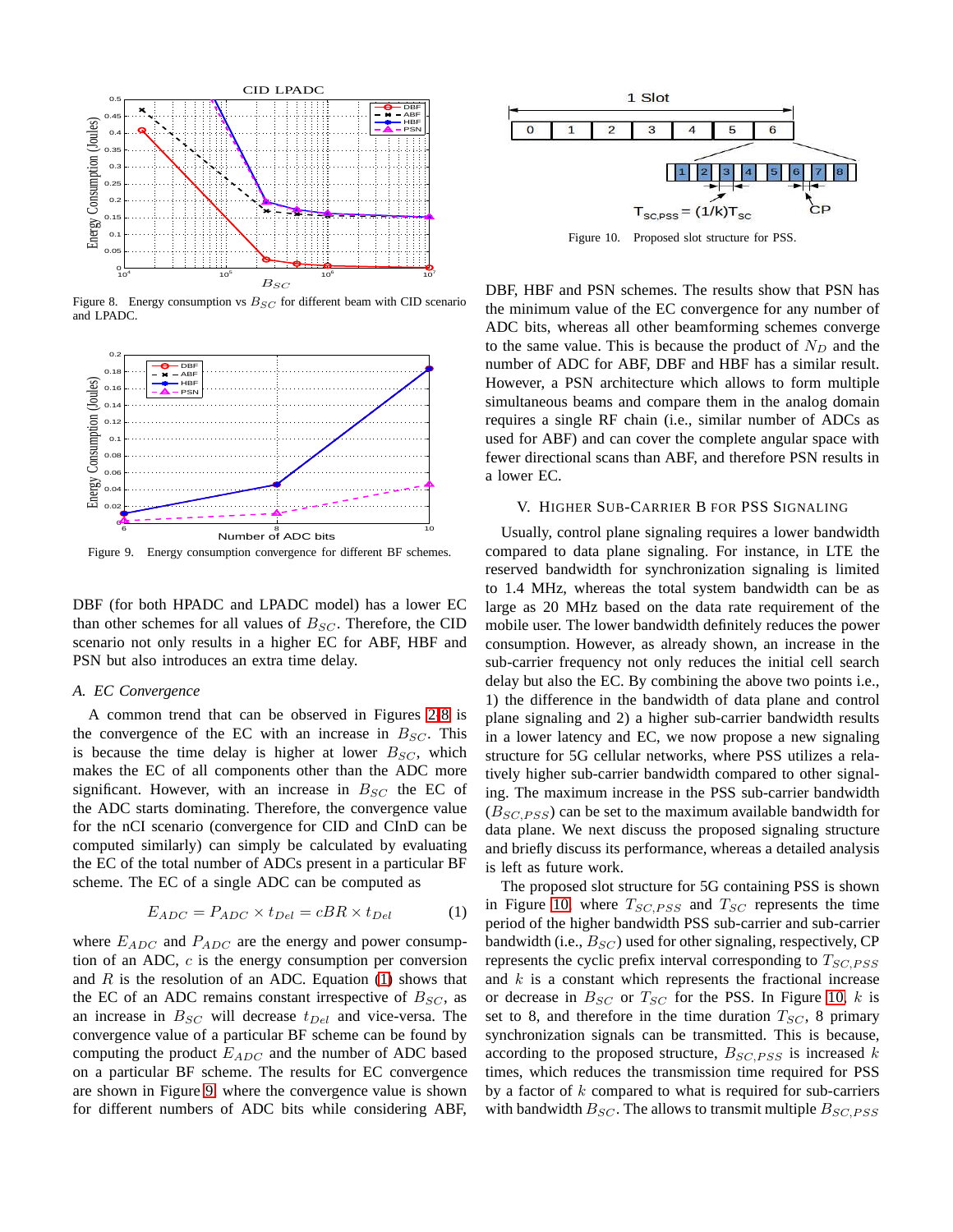Figure 8. Energy consumption vs $B_{SC}$ for different beam with CID scenario and LPADC.

Figure 9. Energy consumption convergence for different BF schemes.

DBF (for both HPADC and LPADC model) has a lower EC than other schemes for all values of $B_{SC}$. Therefore, the CID scenario not only results in a higher EC for ABF, HBF and PSN but also introduces an extra time delay.

### A. EC Convergence

A common trend that can be observed in Figures 2-8 is the convergence of the EC with an increase in $B_{SC}$. This is because the time delay is higher at lower $B_{SC}$, which makes the EC of all components other than the ADC more significant. However, with an increase in $B_{SC}$ the EC of the ADC starts dominating. Therefore, the convergence value for the nCI scenario (convergence for CID and CInD can be computed similarly) can simply be calculated by evaluating the EC of the total number of ADCs present in a particular BF scheme. The EC of a single ADC can be computed as

$$E_{ADC} = P_{ADC} \times t_{Del} = cBR \times t_{Del} \tag{1}$$

where $E_{ADC}$ and $P_{ADC}$ are the energy and power consumption of an ADC, $c$ is the energy consumption per conversion and $R$ is the resolution of an ADC. Equation (1) shows that the EC of an ADC remains constant irrespective of $B_{SC}$, as an increase in $B_{SC}$ will decrease $t_{Del}$ and vice-versa. The convergence value of a particular BF scheme can be found by computing the product $E_{ADC}$ and the number of ADC based on a particular BF scheme. The results for EC convergence are shown in Figure 9, where the convergence value is shown for different numbers of ADC bits while considering ABF, DBF, HBF and PSN schemes. The results show that PSN has the minimum value of the EC convergence for any number of ADC bits, whereas all other beamforming schemes converge to the same value. This is because the product of $N_D$ and the number of ADC for ABF, DBF and HBF has a similar result. However, a PSN architecture which allows to form multiple simultaneous beams and compare them in the analog domain requires a single RF chain (i.e., similar number of ADCs as used for ABF) and can cover the complete angular space with fewer directional scans than ABF, and therefore PSN results in a lower EC.

Figure 10. Proposed slot structure for PSS.

## V. Higher Sub-Carrier B for PSS Signaling

Usually, control plane signaling requires a lower bandwidth compared to data plane signaling. For instance, in LTE the reserved bandwidth for synchronization signaling is limited to 1.4 MHz, whereas the total system bandwidth can be as large as 20 MHz based on the data rate requirement of the mobile user. The lower bandwidth definitely reduces the power consumption. However, as already shown, an increase in the sub-carrier frequency not only reduces the initial cell search delay but also the EC. By combining the above two points i.e., 1) the difference in the bandwidth of data plane and control plane signaling and 2) a higher sub-carrier bandwidth results in a lower latency and EC, we now propose a new signaling structure for 5G cellular networks, where PSS utilizes a relatively higher sub-carrier bandwidth compared to other signaling. The maximum increase in the PSS sub-carrier bandwidth ($B_{SC,PSS}$) can be set to the maximum available bandwidth for data plane. We next discuss the proposed signaling structure and briefly discuss its performance, whereas a detailed analysis is left as future work.

The proposed slot structure for 5G containing PSS is shown in Figure 10, where $T_{SC,PSS}$ and $T_{SC}$ represents the time period of the higher bandwidth PSS sub-carrier and sub-carrier bandwidth (i.e., $B_{SC}$) used for other signaling, respectively, CP represents the cyclic prefix interval corresponding to $T_{SC,PSS}$ and $k$ is a constant which represents the fractional increase or decrease in $B_{SC}$ or $T_{SC}$ for the PSS. In Figure 10, $k$ is set to 8, and therefore in the time duration $T_{SC}$, 8 primary synchronization signals can be transmitted. This is because, according to the proposed structure, $B_{SC,PSS}$ is increased $k$ times, which reduces the transmission time required for PSS by a factor of $k$ compared to what is required for sub-carriers with bandwidth $B_{SC}$. The allows to transmit multiple $B_{SC,PSS}$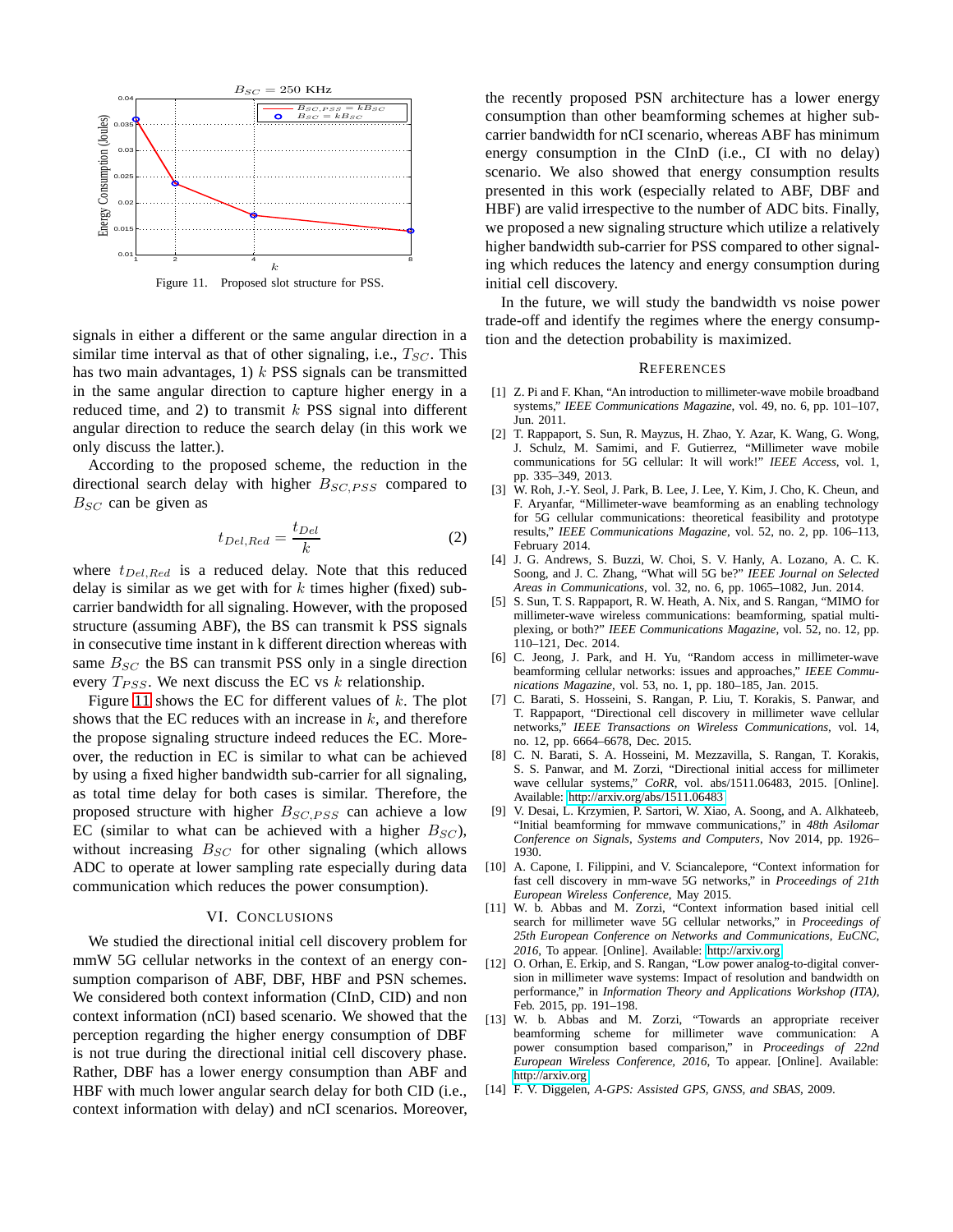$B_{SC} = 250$ KHz

Energy Consumption (Joules)

0.04
0.035
0.03
0.025
0.02
0.015
0.01

1 2 4 8

$k$

$B_{SC,PSS} = kB_{SC}$
$B_{SC} = kB_{SC}$

Figure 11. Proposed slot structure for PSS.

signals in either a different or the same angular direction in a similar time interval as that of other signaling, i.e., $T_{SC}$. This has two main advantages, 1) $k$ PSS signals can be transmitted in the same angular direction to capture higher energy in a reduced time, and 2) to transmit $k$ PSS signal into different angular direction to reduce the search delay (in this work we only discuss the latter.).

According to the proposed scheme, the reduction in the directional search delay with higher $B_{SC,PSS}$ compared to $B_{SC}$ can be given as

$$t_{Del,Red} = \frac{t_{Del}}{k} \tag{2}$$

where $t_{Del,Red}$ is a reduced delay. Note that this reduced delay is similar as we get with for $k$ times higher (fixed) sub-carrier bandwidth for all signaling. However, with the proposed structure (assuming ABF), the BS can transmit k PSS signals in consecutive time instant in k different direction whereas with same $B_{SC}$ the BS can transmit PSS only in a single direction every $T_{PSS}$. We next discuss the EC vs $k$ relationship.

Figure 11 shows the EC for different values of $k$. The plot shows that the EC reduces with an increase in $k$, and therefore the propose signaling structure indeed reduces the EC. Moreover, the reduction in EC is similar to what can be achieved by using a fixed higher bandwidth sub-carrier for all signaling, as total time delay for both cases is similar. Therefore, the proposed structure with higher $B_{SC,PSS}$ can achieve a low EC (similar to what can be achieved with a higher $B_{SC}$), without increasing $B_{SC}$ for other signaling (which allows ADC to operate at lower sampling rate especially during data communication which reduces the power consumption).

## VI. Conclusions

We studied the directional initial cell discovery problem for mmW 5G cellular networks in the context of an energy consumption comparison of ABF, DBF, HBF and PSN schemes. We considered both context information (CInD, CID) and non context information (nCI) based scenario. We showed that the perception regarding the higher energy consumption of DBF is not true during the directional initial cell discovery phase. Rather, DBF has a lower energy consumption than ABF and HBF with much lower angular search delay for both CID (i.e., context information with delay) and nCI scenarios. Moreover, the recently proposed PSN architecture has a lower energy consumption than other beamforming schemes at higher sub-carrier bandwidth for nCI scenario, whereas ABF has minimum energy consumption in the CInD (i.e., CI with no delay) scenario. We also showed that energy consumption results presented in this work (especially related to ABF, DBF and HBF) are valid irrespective to the number of ADC bits. Finally, we proposed a new signaling structure which utilize a relatively higher bandwidth sub-carrier for PSS compared to other signaling which reduces the latency and energy consumption during initial cell discovery.

In the future, we will study the bandwidth vs noise power trade-off and identify the regimes where the energy consumption and the detection probability is maximized.

## References

[1] Z. Pi and F. Khan, "An introduction to millimeter-wave mobile broadband systems," *IEEE Communications Magazine*, vol. 49, no. 6, pp. 101–107, Jun. 2011.

[2] T. Rappaport, S. Sun, R. Mayzus, H. Zhao, Y. Azar, K. Wang, G. Wong, J. Schulz, M. Samimi, and F. Gutierrez, "Millimeter wave mobile communications for 5G cellular: It will work!" *IEEE Access*, vol. 1, pp. 335–349, 2013.

[3] W. Roh, J.-Y. Seol, J. Park, B. Lee, J. Lee, Y. Kim, J. Cho, K. Cheun, and F. Aryanfar, "Millimeter-wave beamforming as an enabling technology for 5G cellular communications: theoretical feasibility and prototype results," *IEEE Communications Magazine*, vol. 52, no. 2, pp. 106–113, February 2014.

[4] J. G. Andrews, S. Buzzi, W. Choi, S. V. Hanly, A. Lozano, A. C. K. Soong, and J. C. Zhang, "What will 5G be?" *IEEE Journal on Selected Areas in Communications*, vol. 32, no. 6, pp. 1065–1082, Jun. 2014.

[5] S. Sun, T. S. Rappaport, R. W. Heath, A. Nix, and S. Rangan, "MIMO for millimeter-wave wireless communications: beamforming, spatial multiplexing, or both?" *IEEE Communications Magazine*, vol. 52, no. 12, pp. 110–121, Dec. 2014.

[6] C. Jeong, J. Park, and H. Yu, "Random access in millimeter-wave beamforming cellular networks: issues and approaches," *IEEE Communications Magazine*, vol. 53, no. 1, pp. 180–185, Jan. 2015.

[7] C. Barati, S. Hosseini, S. Rangan, P. Liu, T. Korakis, S. Panwar, and T. Rappaport, "Directional cell discovery in millimeter wave cellular networks," *IEEE Transactions on Wireless Communications*, vol. 14, no. 12, pp. 6664–6678, Dec. 2015.

[8] C. N. Barati, S. A. Hosseini, M. Mezzavilla, S. Rangan, T. Korakis, S. S. Panwar, and M. Zorzi, "Directional initial access for millimeter wave cellular systems," *CoRR*, vol. abs/1511.06483, 2015. [Online]. Available: http://arxiv.org/abs/1511.06483

[9] V. Desai, L. Krzymien, P. Sartori, W. Xiao, A. Soong, and A. Alkhateeb, "Initial beamforming for mmwave communications," in *48th Asilomar Conference on Signals, Systems and Computers*, Nov 2014, pp. 1926–1930.

[10] A. Capone, I. Filippini, and V. Sciancalepore, "Context information for fast cell discovery in mm-wave 5G networks," in *Proceedings of 21th European Wireless Conference*, May 2015.

[11] W. b. Abbas and M. Zorzi, "Context information based initial cell search for millimeter wave 5G cellular networks," in *Proceedings of 25th European Conference on Networks and Communications, EuCNC, 2016*, To appear. [Online]. Available: http://arxiv.org

[12] O. Orhan, E. Erkip, and S. Rangan, "Low power analog-to-digital conversion in millimeter wave systems: Impact of resolution and bandwidth on performance," in *Information Theory and Applications Workshop (ITA)*, Feb. 2015, pp. 191–198.

[13] W. b. Abbas and M. Zorzi, "Towards an appropriate receiver beamforming scheme for millimeter wave communication: A power consumption based comparison," in *Proceedings of 22nd European Wireless Conference, 2016*, To appear. [Online]. Available: http://arxiv.org

[14] F. V. Diggelen, *A-GPS: Assisted GPS, GNSS, and SBAS*, 2009.